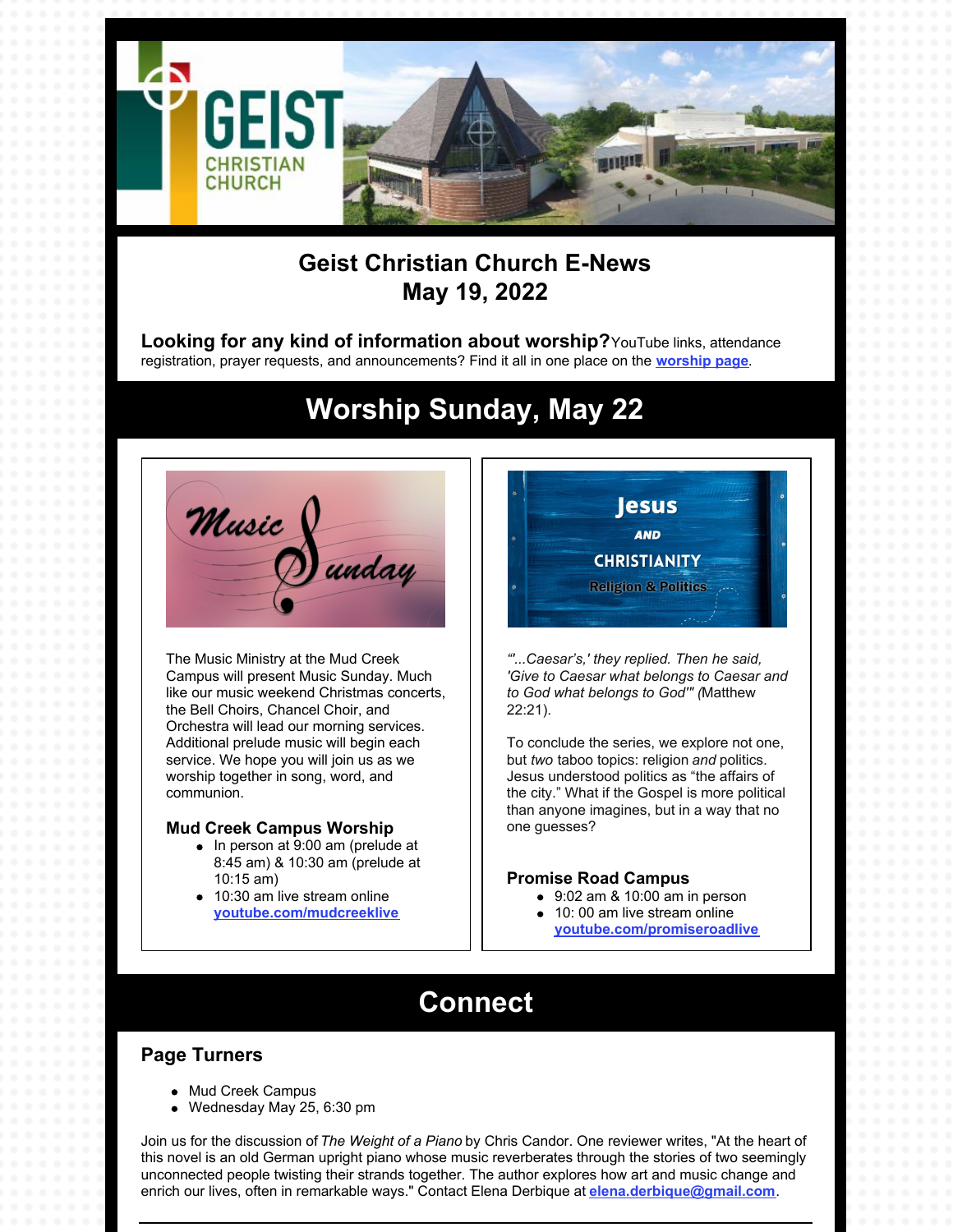# Geist Christian Church E-News
## May 19, 2022

**Looking for any kind of information about worship?** YouTube links, attendance registration, prayer requests, and announcements? Find it all in one place on the **worship page**.

# Worship Sunday, May 22

The Music Ministry at the Mud Creek Campus will present Music Sunday. Much like our music weekend Christmas concerts, the Bell Choirs, Chancel Choir, and Orchestra will lead our morning services. Additional prelude music will begin each service. We hope you will join us as we worship together in song, word, and communion.

### Mud Creek Campus Worship

- In person at 9:00 am (prelude at 8:45 am) & 10:30 am (prelude at 10:15 am)
- 10:30 am live stream online **youtube.com/mudcreeklive**

*"'...Caesar's,' they replied. Then he said, 'Give to Caesar what belongs to Caesar and to God what belongs to God'"* (Matthew 22:21).

To conclude the series, we explore not one, but *two* taboo topics: religion *and* politics. Jesus understood politics as "the affairs of the city." What if the Gospel is more political than anyone imagines, but in a way that no one guesses?

### Promise Road Campus

- 9:02 am & 10:00 am in person
- 10: 00 am live stream online **youtube.com/promiseroadlive**

# Connect

### Page Turners

- Mud Creek Campus
- Wednesday May 25, 6:30 pm

Join us for the discussion of *The Weight of a Piano* by Chris Candor. One reviewer writes, "At the heart of this novel is an old German upright piano whose music reverberates through the stories of two seemingly unconnected people twisting their strands together. The author explores how art and music change and enrich our lives, often in remarkable ways." Contact Elena Derbique at **elena.derbique@gmail.com**.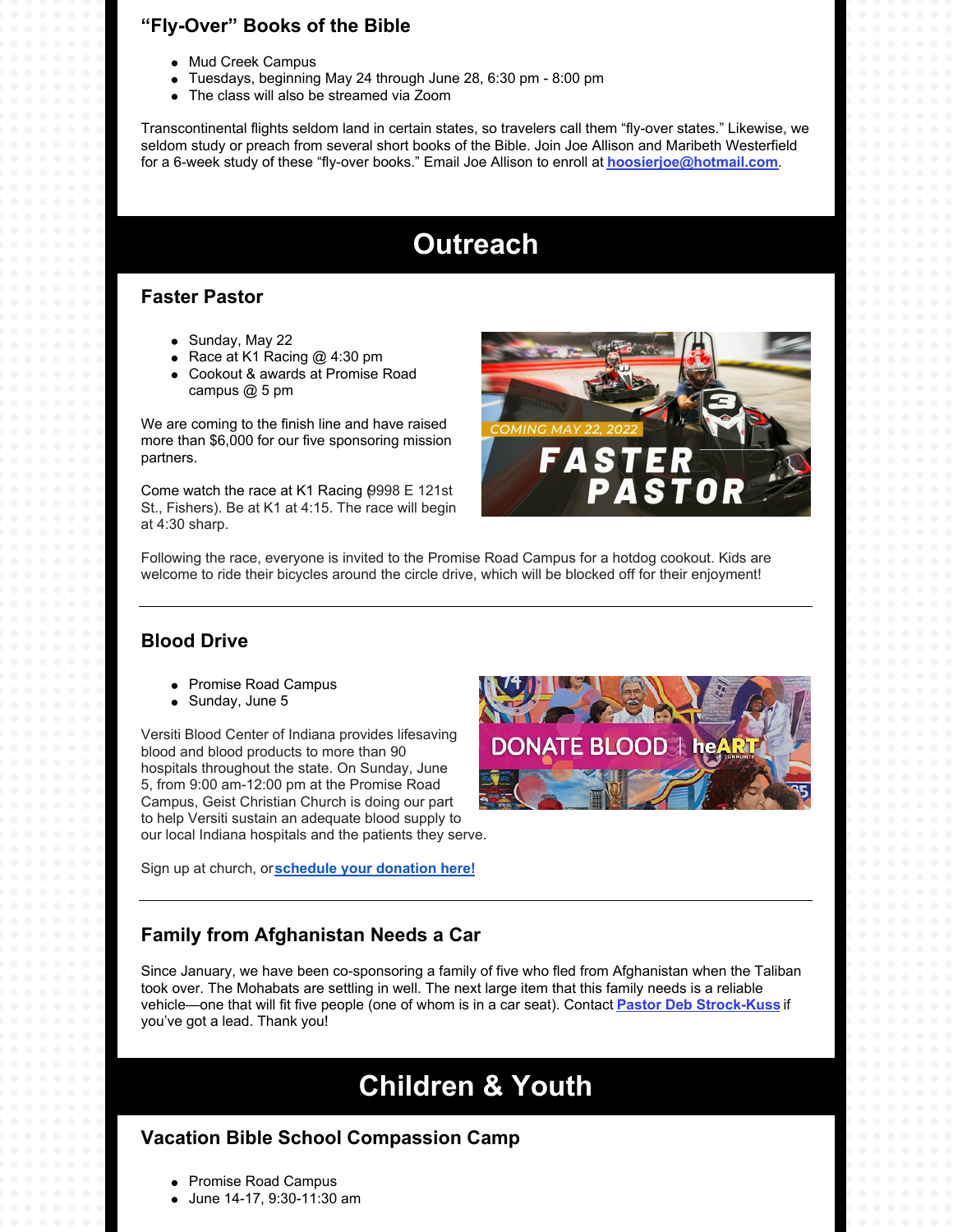### "Fly-Over" Books of the Bible

- Mud Creek Campus
- Tuesdays, beginning May 24 through June 28, 6:30 pm - 8:00 pm
- The class will also be streamed via Zoom

Transcontinental flights seldom land in certain states, so travelers call them "fly-over states." Likewise, we seldom study or preach from several short books of the Bible. Join Joe Allison and Maribeth Westerfield for a 6-week study of these "fly-over books." Email Joe Allison to enroll at **hoosierjoe@hotmail.com**.

## Outreach

### Faster Pastor

- Sunday, May 22
- Race at K1 Racing @ 4:30 pm
- Cookout & awards at Promise Road campus @ 5 pm

We are coming to the finish line and have raised more than $6,000 for our five sponsoring mission partners.

Come watch the race at K1 Racing (9998 E 121st St., Fishers). Be at K1 at 4:15. The race will begin at 4:30 sharp.

Following the race, everyone is invited to the Promise Road Campus for a hotdog cookout. Kids are welcome to ride their bicycles around the circle drive, which will be blocked off for their enjoyment!

---

### Blood Drive

- Promise Road Campus
- Sunday, June 5

Versiti Blood Center of Indiana provides lifesaving blood and blood products to more than 90 hospitals throughout the state. On Sunday, June 5, from 9:00 am-12:00 pm at the Promise Road Campus, Geist Christian Church is doing our part to help Versiti sustain an adequate blood supply to our local Indiana hospitals and the patients they serve.

Sign up at church, or **schedule your donation here!**

---

### Family from Afghanistan Needs a Car

Since January, we have been co-sponsoring a family of five who fled from Afghanistan when the Taliban took over. The Mohabats are settling in well. The next large item that this family needs is a reliable vehicle—one that will fit five people (one of whom is in a car seat). Contact **Pastor Deb Strock-Kuss** if you've got a lead. Thank you!

## Children & Youth

### Vacation Bible School Compassion Camp

- Promise Road Campus
- June 14-17, 9:30-11:30 am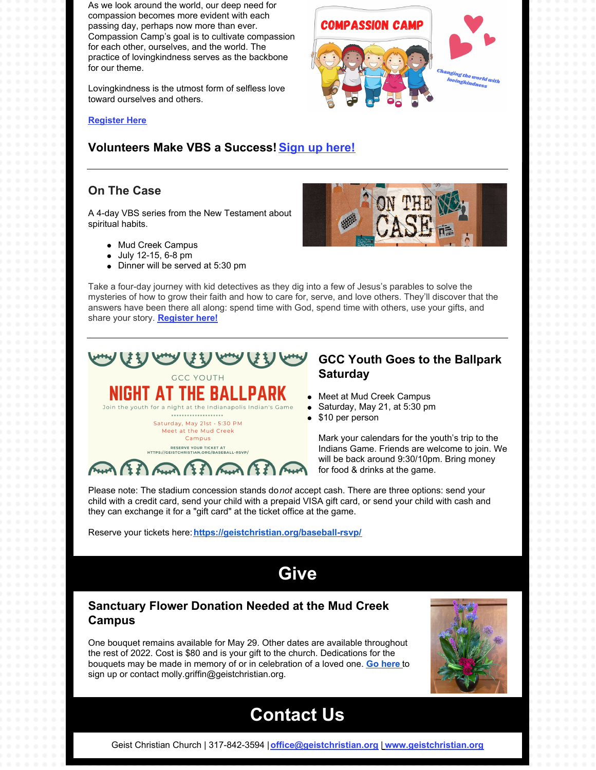As we look around the world, our deep need for compassion becomes more evident with each passing day, perhaps now more than ever. Compassion Camp's goal is to cultivate compassion for each other, ourselves, and the world. The practice of lovingkindness serves as the backbone for our theme.

Lovingkindness is the utmost form of selfless love toward ourselves and others.

**Register Here**

### Volunteers Make VBS a Success! **Sign up here!**

---

### On The Case

A 4-day VBS series from the New Testament about spiritual habits.

- Mud Creek Campus
- July 12-15, 6-8 pm
- Dinner will be served at 5:30 pm

Take a four-day journey with kid detectives as they dig into a few of Jesus's parables to solve the mysteries of how to grow their faith and how to care for, serve, and love others. They'll discover that the answers have been there all along: spend time with God, spend time with others, use your gifts, and share your story. **Register here!**

---

### GCC Youth Goes to the Ballpark Saturday

- Meet at Mud Creek Campus
- Saturday, May 21, at 5:30 pm
- $10 per person

Mark your calendars for the youth's trip to the Indians Game. Friends are welcome to join. We will be back around 9:30/10pm. Bring money for food & drinks at the game.

Please note: The stadium concession stands do *not* accept cash. There are three options: send your child with a credit card, send your child with a prepaid VISA gift card, or send your child with cash and they can exchange it for a "gift card" at the ticket office at the game.

Reserve your tickets here: **https://geistchristian.org/baseball-rsvp/**

## Give

### Sanctuary Flower Donation Needed at the Mud Creek Campus

One bouquet remains available for May 29. Other dates are available throughout the rest of 2022. Cost is $80 and is your gift to the church. Dedications for the bouquets may be made in memory of or in celebration of a loved one. **Go here** to sign up or contact molly.griffin@geistchristian.org.

## Contact Us

Geist Christian Church | 317-842-3594 | **office@geistchristian.org** | **www.geistchristian.org**